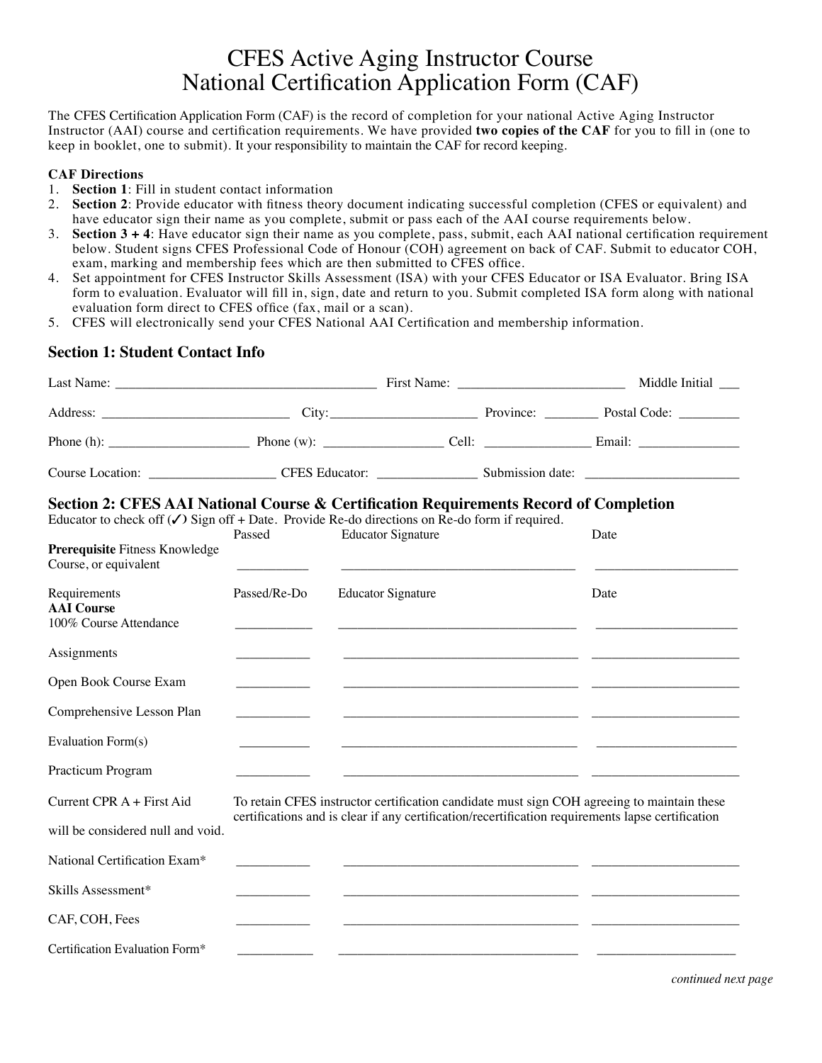# CFES Active Aging Instructor Course
# National Certification Application Form (CAF)

The CFES Certification Application Form (CAF) is the record of completion for your national Active Aging Instructor Instructor (AAI) course and certification requirements. We have provided **two copies of the CAF** for you to fill in (one to keep in booklet, one to submit). It your responsibility to maintain the CAF for record keeping.

**CAF Directions**

1. **Section 1**: Fill in student contact information
2. **Section 2**: Provide educator with fitness theory document indicating successful completion (CFES or equivalent) and have educator sign their name as you complete, submit or pass each of the AAI course requirements below.
3. **Section 3 + 4**: Have educator sign their name as you complete, pass, submit, each AAI national certification requirement below. Student signs CFES Professional Code of Honour (COH) agreement on back of CAF. Submit to educator COH, exam, marking and membership fees which are then submitted to CFES office.
4. Set appointment for CFES Instructor Skills Assessment (ISA) with your CFES Educator or ISA Evaluator. Bring ISA form to evaluation. Evaluator will fill in, sign, date and return to you. Submit completed ISA form along with national evaluation form direct to CFES office (fax, mail or a scan).
5. CFES will electronically send your CFES National AAI Certification and membership information.

## Section 1: Student Contact Info

Last Name: ______________________ First Name: ______________________ Middle Initial ___

Address: ______________________ City: ______________________ Province: ________ Postal Code: ________

Phone (h): ______________________ Phone (w): ______________________ Cell: ______________________ Email: ______________________

Course Location: ______________________ CFES Educator: ______________________ Submission date: ______________________

## Section 2: CFES AAI National Course & Certification Requirements Record of Completion

Educator to check off (✓) Sign off + Date. Provide Re-do directions on Re-do form if required.

| | Passed | Educator Signature | Date |
|---|---|---|---|
| **Prerequisite** Fitness Knowledge Course, or equivalent | ________ | ______________________ | ______________ |

| Requirements | Passed/Re-Do | Educator Signature | Date |
|---|---|---|---|
| **AAI Course** 100% Course Attendance | ________ | ______________________ | ______________ |
| Assignments | ________ | ______________________ | ______________ |
| Open Book Course Exam | ________ | ______________________ | ______________ |
| Comprehensive Lesson Plan | ________ | ______________________ | ______________ |
| Evaluation Form(s) | ________ | ______________________ | ______________ |
| Practicum Program | ________ | ______________________ | ______________ |

Current CPR A + First Aid — To retain CFES instructor certification candidate must sign COH agreeing to maintain these certifications and is clear if any certification/recertification requirements lapse certification will be considered null and void.

| | Passed/Re-Do | Educator Signature | Date |
|---|---|---|---|
| National Certification Exam* | ________ | ______________________ | ______________ |
| Skills Assessment* | ________ | ______________________ | ______________ |
| CAF, COH, Fees | ________ | ______________________ | ______________ |
| Certification Evaluation Form* | ________ | ______________________ | ______________ |

*continued next page*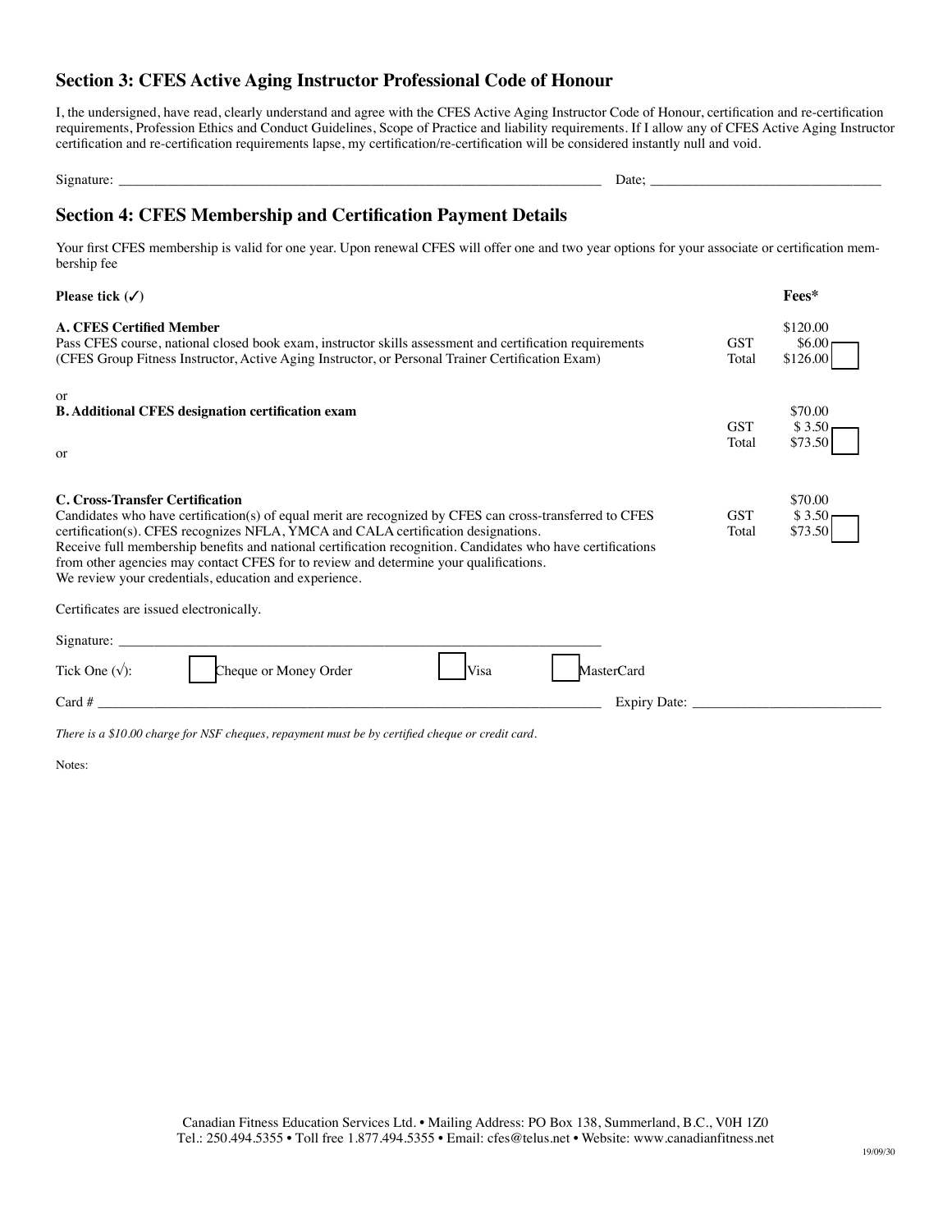## Section 3: CFES Active Aging Instructor Professional Code of Honour

I, the undersigned, have read, clearly understand and agree with the CFES Active Aging Instructor Code of Honour, certification and re-certification requirements, Profession Ethics and Conduct Guidelines, Scope of Practice and liability requirements. If I allow any of CFES Active Aging Instructor certification and re-certification requirements lapse, my certification/re-certification will be considered instantly null and void.

Signature: ______________________________ Date; ______________________________

## Section 4: CFES Membership and Certification Payment Details

Your first CFES membership is valid for one year. Upon renewal CFES will offer one and two year options for your associate or certification membership fee

| Please tick (✓) | | Fees* | |
|---|---|---|---|
| **A. CFES Certified Member**<br>Pass CFES course, national closed book exam, instructor skills assessment and certification requirements (CFES Group Fitness Instructor, Active Aging Instructor, or Personal Trainer Certification Exam) | <br>GST<br>Total | $120.00<br>$6.00<br>$126.00 | ☐ |
| or<br>**B. Additional CFES designation certification exam**<br><br>or | <br>GST<br>Total | $70.00<br>$ 3.50<br>$73.50 | ☐ |
| **C. Cross-Transfer Certification**<br>Candidates who have certification(s) of equal merit are recognized by CFES can cross-transferred to CFES certification(s). CFES recognizes NFLA, YMCA and CALA certification designations.<br>Receive full membership benefits and national certification recognition. Candidates who have certifications from other agencies may contact CFES for to review and determine your qualifications.<br>We review your credentials, education and experience. | <br>GST<br>Total | $70.00<br>$ 3.50<br>$73.50 | ☐ |

Certificates are issued electronically.

Signature: ______________________________

Tick One (√): ☐ Cheque or Money Order ☐ Visa ☐ MasterCard

Card # ______________________________ Expiry Date: ______________________________

*There is a $10.00 charge for NSF cheques, repayment must be by certified cheque or credit card.*

Notes:

Canadian Fitness Education Services Ltd. • Mailing Address: PO Box 138, Summerland, B.C., V0H 1Z0
Tel.: 250.494.5355 • Toll free 1.877.494.5355 • Email: cfes@telus.net • Website: www.canadianfitness.net

19/09/30